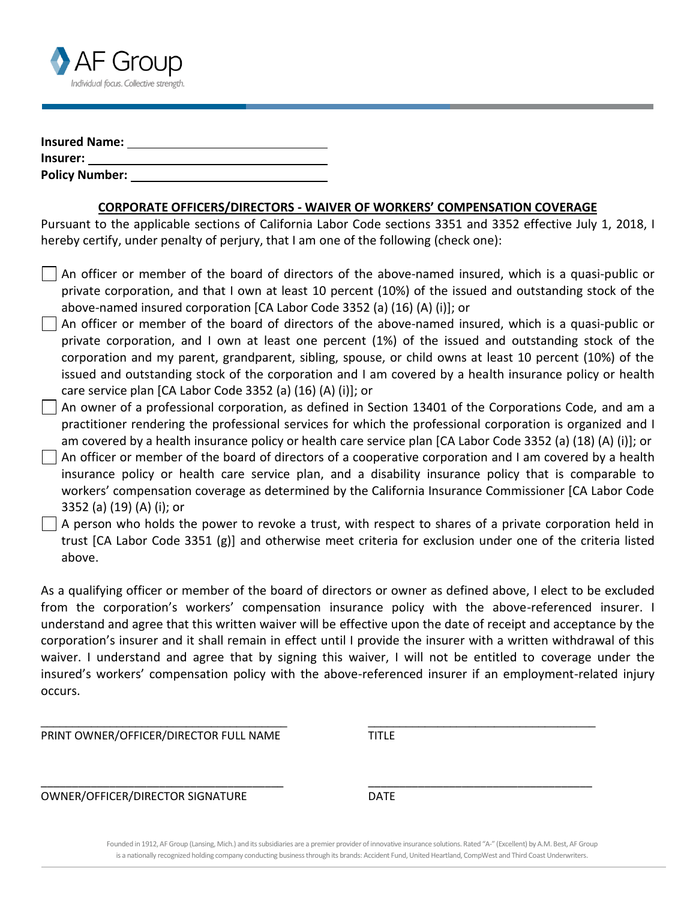AF Group

*Individual focus. Collective strength.*

**Insured Name:** ______________________________

**Insurer:** ______________________________

**Policy Number:** ______________________________

## CORPORATE OFFICERS/DIRECTORS - WAIVER OF WORKERS' COMPENSATION COVERAGE

Pursuant to the applicable sections of California Labor Code sections 3351 and 3352 effective July 1, 2018, I hereby certify, under penalty of perjury, that I am one of the following (check one):

- ☐ An officer or member of the board of directors of the above-named insured, which is a quasi-public or private corporation, and that I own at least 10 percent (10%) of the issued and outstanding stock of the above-named insured corporation [CA Labor Code 3352 (a) (16) (A) (i)]; or
- ☐ An officer or member of the board of directors of the above-named insured, which is a quasi-public or private corporation, and I own at least one percent (1%) of the issued and outstanding stock of the corporation and my parent, grandparent, sibling, spouse, or child owns at least 10 percent (10%) of the issued and outstanding stock of the corporation and I am covered by a health insurance policy or health care service plan [CA Labor Code 3352 (a) (16) (A) (i)]; or
- ☐ An owner of a professional corporation, as defined in Section 13401 of the Corporations Code, and am a practitioner rendering the professional services for which the professional corporation is organized and I am covered by a health insurance policy or health care service plan [CA Labor Code 3352 (a) (18) (A) (i)]; or
- ☐ An officer or member of the board of directors of a cooperative corporation and I am covered by a health insurance policy or health care service plan, and a disability insurance policy that is comparable to workers' compensation coverage as determined by the California Insurance Commissioner [CA Labor Code 3352 (a) (19) (A) (i); or
- ☐ A person who holds the power to revoke a trust, with respect to shares of a private corporation held in trust [CA Labor Code 3351 (g)] and otherwise meet criteria for exclusion under one of the criteria listed above.

As a qualifying officer or member of the board of directors or owner as defined above, I elect to be excluded from the corporation's workers' compensation insurance policy with the above-referenced insurer. I understand and agree that this written waiver will be effective upon the date of receipt and acceptance by the corporation's insurer and it shall remain in effect until I provide the insurer with a written withdrawal of this waiver. I understand and agree that by signing this waiver, I will not be entitled to coverage under the insured's workers' compensation policy with the above-referenced insurer if an employment-related injury occurs.

| | |
|---|---|
| ______________________________________ | ______________________________________ |
| PRINT OWNER/OFFICER/DIRECTOR FULL NAME | TITLE |
| ______________________________________ | ______________________________________ |
| OWNER/OFFICER/DIRECTOR SIGNATURE | DATE |

Founded in 1912, AF Group (Lansing, Mich.) and its subsidiaries are a premier provider of innovative insurance solutions. Rated "A-" (Excellent) by A.M. Best, AF Group is a nationally recognized holding company conducting business through its brands: Accident Fund, United Heartland, CompWest and Third Coast Underwriters.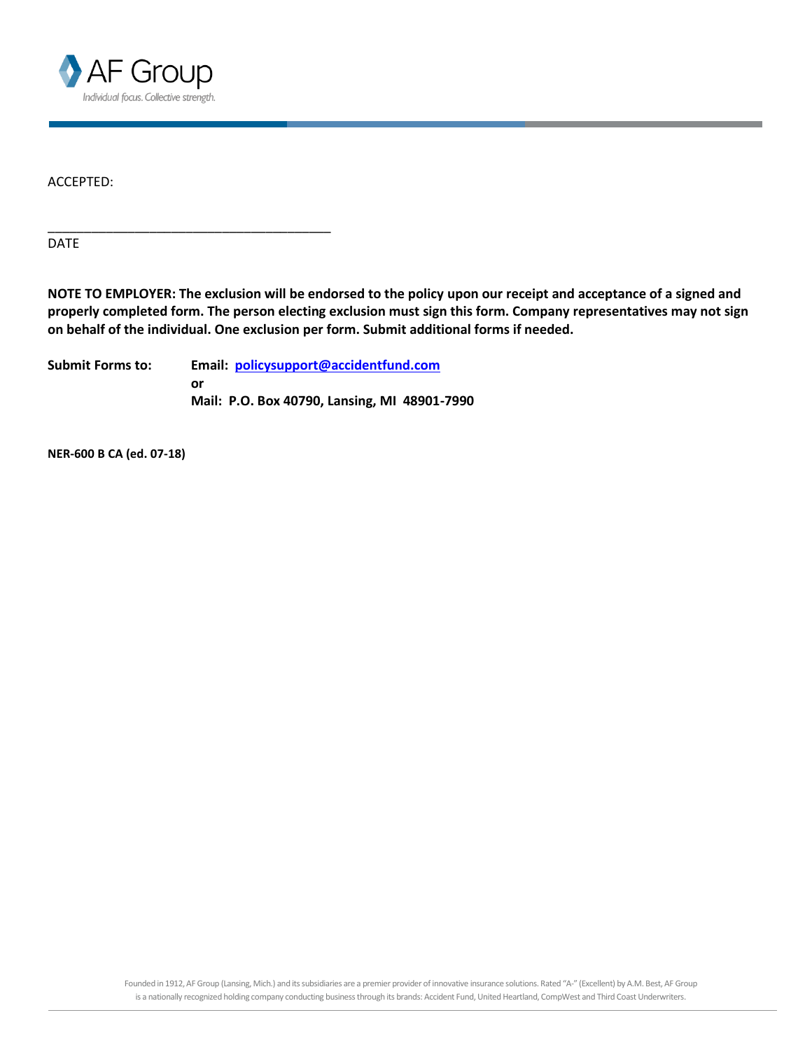ACCEPTED:

\_\_\_\_\_\_\_\_\_\_\_\_\_\_\_\_\_\_\_\_\_\_\_\_\_\_\_\_\_\_\_\_\_\_\_\_\_\_\_\_

DATE

**NOTE TO EMPLOYER: The exclusion will be endorsed to the policy upon our receipt and acceptance of a signed and properly completed form. The person electing exclusion must sign this form. Company representatives may not sign on behalf of the individual. One exclusion per form. Submit additional forms if needed.**

**Submit Forms to:** **Email: policysupport@accidentfund.com**
**or**
**Mail: P.O. Box 40790, Lansing, MI 48901-7990**

**NER-600 B CA (ed. 07-18)**